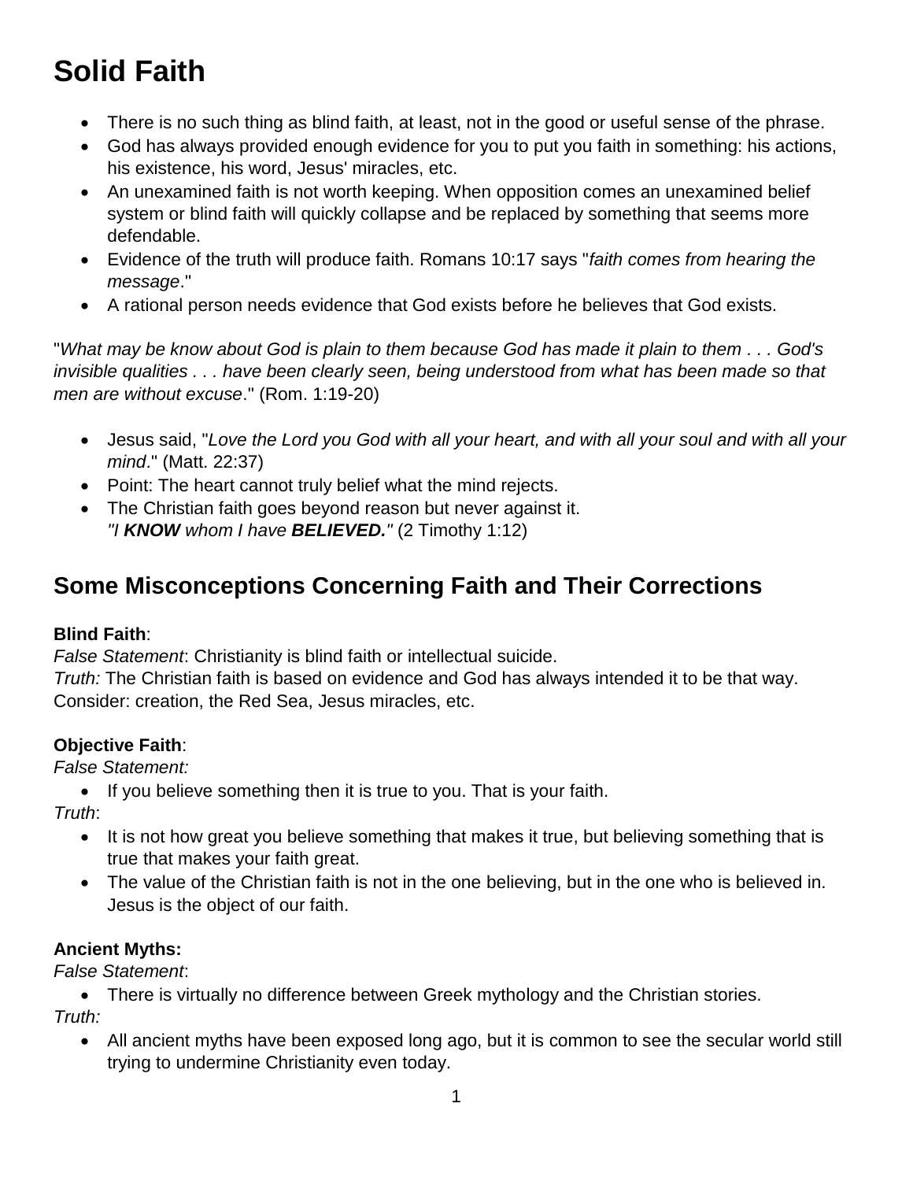# Solid Faith

- There is no such thing as blind faith, at least, not in the good or useful sense of the phrase.
- God has always provided enough evidence for you to put you faith in something: his actions, his existence, his word, Jesus' miracles, etc.
- An unexamined faith is not worth keeping. When opposition comes an unexamined belief system or blind faith will quickly collapse and be replaced by something that seems more defendable.
- Evidence of the truth will produce faith. Romans 10:17 says "*faith comes from hearing the message*."
- A rational person needs evidence that God exists before he believes that God exists.

"*What may be know about God is plain to them because God has made it plain to them . . . God's invisible qualities . . . have been clearly seen, being understood from what has been made so that men are without excuse*." (Rom. 1:19-20)

- Jesus said, "*Love the Lord you God with all your heart, and with all your soul and with all your mind*." (Matt. 22:37)
- Point: The heart cannot truly belief what the mind rejects.
- The Christian faith goes beyond reason but never against it.
  *"I **KNOW** whom I have **BELIEVED.**"* (2 Timothy 1:12)

## Some Misconceptions Concerning Faith and Their Corrections

**Blind Faith**:
*False Statement*: Christianity is blind faith or intellectual suicide.
*Truth:* The Christian faith is based on evidence and God has always intended it to be that way. Consider: creation, the Red Sea, Jesus miracles, etc.

**Objective Faith**:
*False Statement:*

- If you believe something then it is true to you. That is your faith.

*Truth*:

- It is not how great you believe something that makes it true, but believing something that is true that makes your faith great.
- The value of the Christian faith is not in the one believing, but in the one who is believed in. Jesus is the object of our faith.

**Ancient Myths:**
*False Statement*:

- There is virtually no difference between Greek mythology and the Christian stories.

*Truth:*

- All ancient myths have been exposed long ago, but it is common to see the secular world still trying to undermine Christianity even today.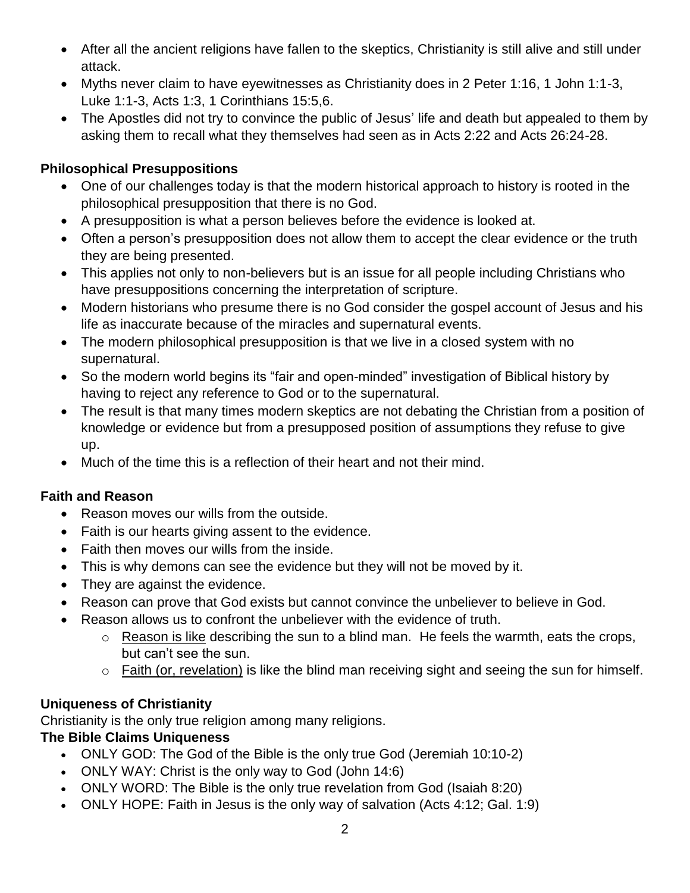- After all the ancient religions have fallen to the skeptics, Christianity is still alive and still under attack.
- Myths never claim to have eyewitnesses as Christianity does in 2 Peter 1:16, 1 John 1:1-3, Luke 1:1-3, Acts 1:3, 1 Corinthians 15:5,6.
- The Apostles did not try to convince the public of Jesus' life and death but appealed to them by asking them to recall what they themselves had seen as in Acts 2:22 and Acts 26:24-28.

**Philosophical Presuppositions**

- One of our challenges today is that the modern historical approach to history is rooted in the philosophical presupposition that there is no God.
- A presupposition is what a person believes before the evidence is looked at.
- Often a person's presupposition does not allow them to accept the clear evidence or the truth they are being presented.
- This applies not only to non-believers but is an issue for all people including Christians who have presuppositions concerning the interpretation of scripture.
- Modern historians who presume there is no God consider the gospel account of Jesus and his life as inaccurate because of the miracles and supernatural events.
- The modern philosophical presupposition is that we live in a closed system with no supernatural.
- So the modern world begins its "fair and open-minded" investigation of Biblical history by having to reject any reference to God or to the supernatural.
- The result is that many times modern skeptics are not debating the Christian from a position of knowledge or evidence but from a presupposed position of assumptions they refuse to give up.
- Much of the time this is a reflection of their heart and not their mind.

**Faith and Reason**

- Reason moves our wills from the outside.
- Faith is our hearts giving assent to the evidence.
- Faith then moves our wills from the inside.
- This is why demons can see the evidence but they will not be moved by it.
- They are against the evidence.
- Reason can prove that God exists but cannot convince the unbeliever to believe in God.
- Reason allows us to confront the unbeliever with the evidence of truth.
    - Reason is like describing the sun to a blind man. He feels the warmth, eats the crops, but can't see the sun.
    - Faith (or, revelation) is like the blind man receiving sight and seeing the sun for himself.

**Uniqueness of Christianity**

Christianity is the only true religion among many religions.

**The Bible Claims Uniqueness**

- ONLY GOD: The God of the Bible is the only true God (Jeremiah 10:10-2)
- ONLY WAY: Christ is the only way to God (John 14:6)
- ONLY WORD: The Bible is the only true revelation from God (Isaiah 8:20)
- ONLY HOPE: Faith in Jesus is the only way of salvation (Acts 4:12; Gal. 1:9)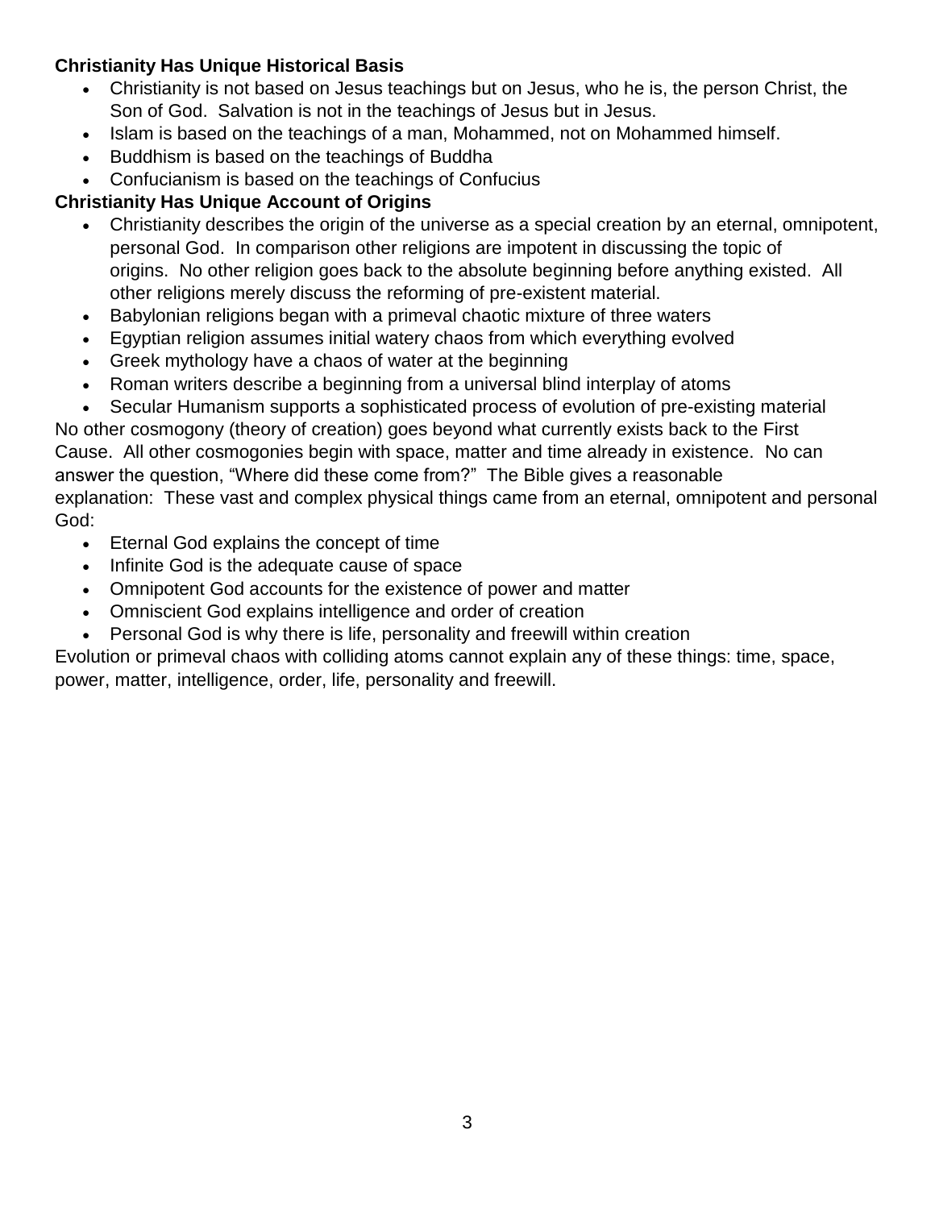**Christianity Has Unique Historical Basis**

- Christianity is not based on Jesus teachings but on Jesus, who he is, the person Christ, the Son of God. Salvation is not in the teachings of Jesus but in Jesus.
- Islam is based on the teachings of a man, Mohammed, not on Mohammed himself.
- Buddhism is based on the teachings of Buddha
- Confucianism is based on the teachings of Confucius

**Christianity Has Unique Account of Origins**

- Christianity describes the origin of the universe as a special creation by an eternal, omnipotent, personal God. In comparison other religions are impotent in discussing the topic of origins. No other religion goes back to the absolute beginning before anything existed. All other religions merely discuss the reforming of pre-existent material.
- Babylonian religions began with a primeval chaotic mixture of three waters
- Egyptian religion assumes initial watery chaos from which everything evolved
- Greek mythology have a chaos of water at the beginning
- Roman writers describe a beginning from a universal blind interplay of atoms
- Secular Humanism supports a sophisticated process of evolution of pre-existing material

No other cosmogony (theory of creation) goes beyond what currently exists back to the First Cause. All other cosmogonies begin with space, matter and time already in existence. No can answer the question, "Where did these come from?" The Bible gives a reasonable explanation: These vast and complex physical things came from an eternal, omnipotent and personal God:

- Eternal God explains the concept of time
- Infinite God is the adequate cause of space
- Omnipotent God accounts for the existence of power and matter
- Omniscient God explains intelligence and order of creation
- Personal God is why there is life, personality and freewill within creation

Evolution or primeval chaos with colliding atoms cannot explain any of these things: time, space, power, matter, intelligence, order, life, personality and freewill.